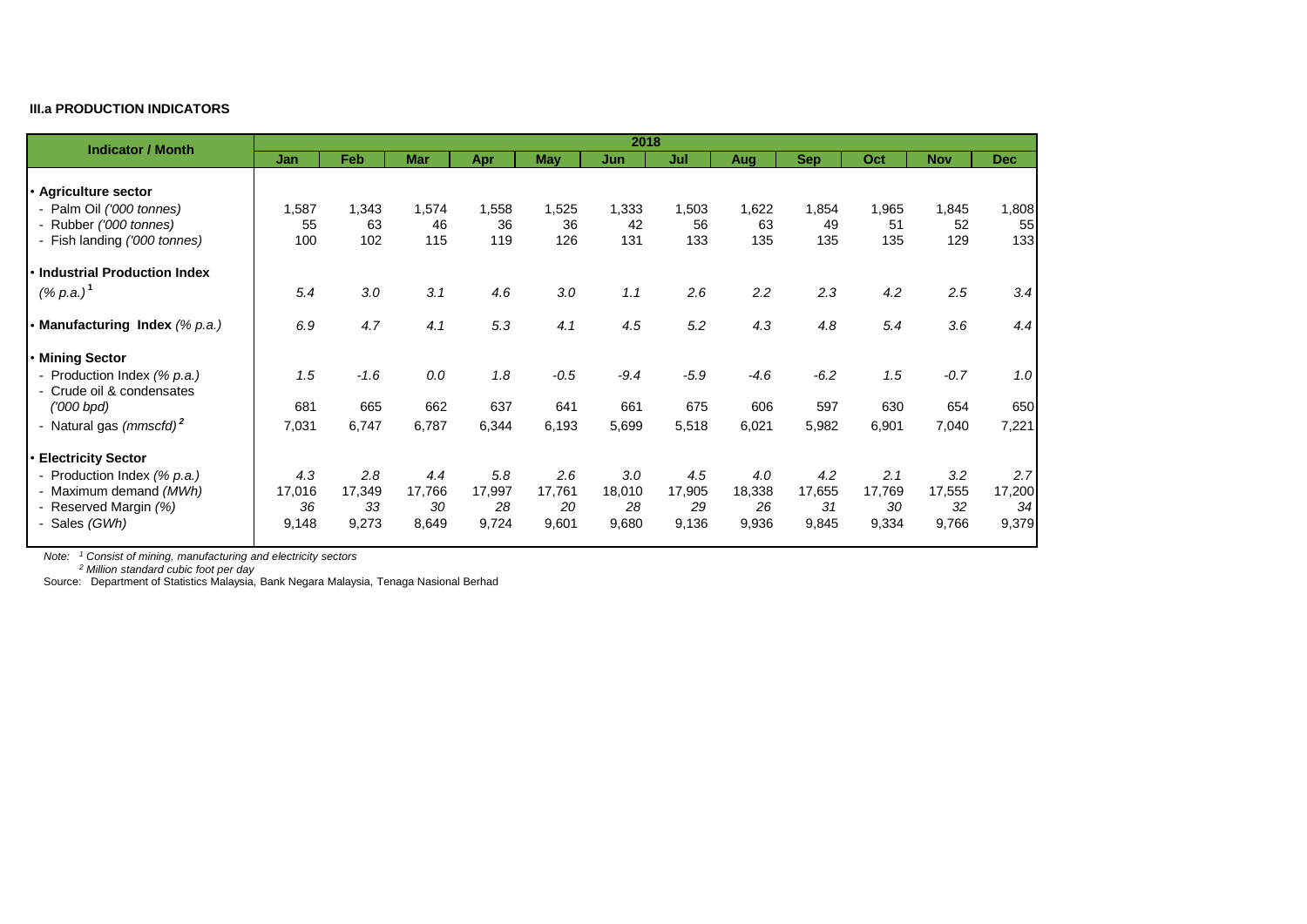**III.a PRODUCTION INDICATORS**

| Indicator / Month | 2018 | | | | | | | | | | | |
|---|---|---|---|---|---|---|---|---|---|---|---|---|
| | Jan | Feb | Mar | Apr | May | Jun | Jul | Aug | Sep | Oct | Nov | Dec |
| • **Agriculture sector** | | | | | | | | | | | | |
| - Palm Oil *('000 tonnes)* | 1,587 | 1,343 | 1,574 | 1,558 | 1,525 | 1,333 | 1,503 | 1,622 | 1,854 | 1,965 | 1,845 | 1,808 |
| - Rubber *('000 tonnes)* | 55 | 63 | 46 | 36 | 36 | 42 | 56 | 63 | 49 | 51 | 52 | 55 |
| - Fish landing *('000 tonnes)* | 100 | 102 | 115 | 119 | 126 | 131 | 133 | 135 | 135 | 135 | 129 | 133 |
| • **Industrial Production Index** *(% p.a.)*[1] | *5.4* | *3.0* | *3.1* | *4.6* | *3.0* | *1.1* | *2.6* | *2.2* | *2.3* | *4.2* | *2.5* | *3.4* |
| • **Manufacturing Index** *(% p.a.)* | *6.9* | *4.7* | *4.1* | *5.3* | *4.1* | *4.5* | *5.2* | *4.3* | *4.8* | *5.4* | *3.6* | *4.4* |
| • **Mining Sector** | | | | | | | | | | | | |
| - Production Index *(% p.a.)* | *1.5* | *-1.6* | *0.0* | *1.8* | *-0.5* | *-9.4* | *-5.9* | *-4.6* | *-6.2* | *1.5* | *-0.7* | *1.0* |
| - Crude oil & condensates *('000 bpd)* | 681 | 665 | 662 | 637 | 641 | 661 | 675 | 606 | 597 | 630 | 654 | 650 |
| - Natural gas *(mmscfd)*[2] | 7,031 | 6,747 | 6,787 | 6,344 | 6,193 | 5,699 | 5,518 | 6,021 | 5,982 | 6,901 | 7,040 | 7,221 |
| • **Electricity Sector** | | | | | | | | | | | | |
| - Production Index *(% p.a.)* | *4.3* | *2.8* | *4.4* | *5.8* | *2.6* | *3.0* | *4.5* | *4.0* | *4.2* | *2.1* | *3.2* | *2.7* |
| - Maximum demand *(MWh)* | 17,016 | 17,349 | 17,766 | 17,997 | 17,761 | 18,010 | 17,905 | 18,338 | 17,655 | 17,769 | 17,555 | 17,200 |
| - Reserved Margin *(%)* | *36* | *33* | *30* | *28* | *20* | *28* | *29* | *26* | *31* | *30* | *32* | *34* |
| - Sales *(GWh)* | 9,148 | 9,273 | 8,649 | 9,724 | 9,601 | 9,680 | 9,136 | 9,936 | 9,845 | 9,334 | 9,766 | 9,379 |

*Note:* [1] *Consist of mining, manufacturing and electricity sectors*
[2] *Million standard cubic foot per day*

Source: Department of Statistics Malaysia, Bank Negara Malaysia, Tenaga Nasional Berhad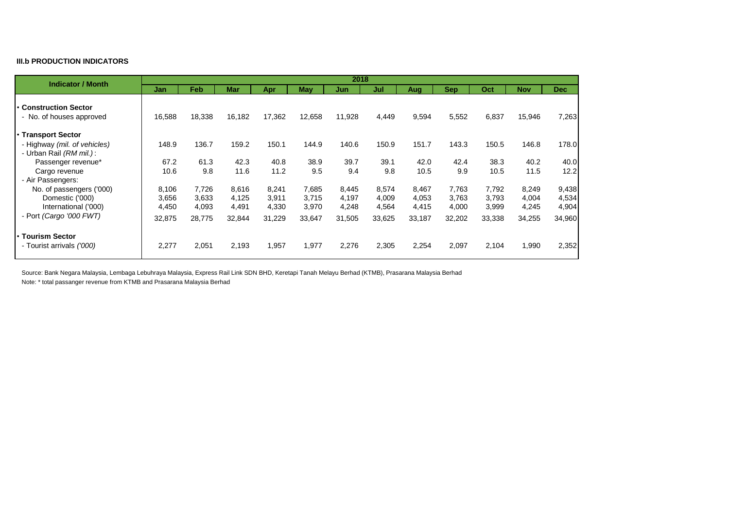**III.b PRODUCTION INDICATORS**

| Indicator / Month | 2018 | | | | | | | | | | | |
|---|---|---|---|---|---|---|---|---|---|---|---|---|
| | Jan | Feb | Mar | Apr | May | Jun | Jul | Aug | Sep | Oct | Nov | Dec |
| • **Construction Sector** | | | | | | | | | | | | |
| - No. of houses approved | 16,588 | 18,338 | 16,182 | 17,362 | 12,658 | 11,928 | 4,449 | 9,594 | 5,552 | 6,837 | 15,946 | 7,263 |
| • **Transport Sector** | | | | | | | | | | | | |
| - Highway *(mil. of vehicles)* | 148.9 | 136.7 | 159.2 | 150.1 | 144.9 | 140.6 | 150.9 | 151.7 | 143.3 | 150.5 | 146.8 | 178.0 |
| - Urban Rail *(RM mil.)* : | | | | | | | | | | | | |
| Passenger revenue* | 67.2 | 61.3 | 42.3 | 40.8 | 38.9 | 39.7 | 39.1 | 42.0 | 42.4 | 38.3 | 40.2 | 40.0 |
| Cargo revenue | 10.6 | 9.8 | 11.6 | 11.2 | 9.5 | 9.4 | 9.8 | 10.5 | 9.9 | 10.5 | 11.5 | 12.2 |
| - Air Passengers: | | | | | | | | | | | | |
| No. of passengers ('000) | 8,106 | 7,726 | 8,616 | 8,241 | 7,685 | 8,445 | 8,574 | 8,467 | 7,763 | 7,792 | 8,249 | 9,438 |
| Domestic ('000) | 3,656 | 3,633 | 4,125 | 3,911 | 3,715 | 4,197 | 4,009 | 4,053 | 3,763 | 3,793 | 4,004 | 4,534 |
| International ('000) | 4,450 | 4,093 | 4,491 | 4,330 | 3,970 | 4,248 | 4,564 | 4,415 | 4,000 | 3,999 | 4,245 | 4,904 |
| - Port *(Cargo '000 FWT)* | 32,875 | 28,775 | 32,844 | 31,229 | 33,647 | 31,505 | 33,625 | 33,187 | 32,202 | 33,338 | 34,255 | 34,960 |
| • **Tourism Sector** | | | | | | | | | | | | |
| - Tourist arrivals *('000)* | 2,277 | 2,051 | 2,193 | 1,957 | 1,977 | 2,276 | 2,305 | 2,254 | 2,097 | 2,104 | 1,990 | 2,352 |

Source: Bank Negara Malaysia, Lembaga Lebuhraya Malaysia, Express Rail Link SDN BHD, Keretapi Tanah Melayu Berhad (KTMB), Prasarana Malaysia Berhad

Note: * total passanger revenue from KTMB and Prasarana Malaysia Berhad